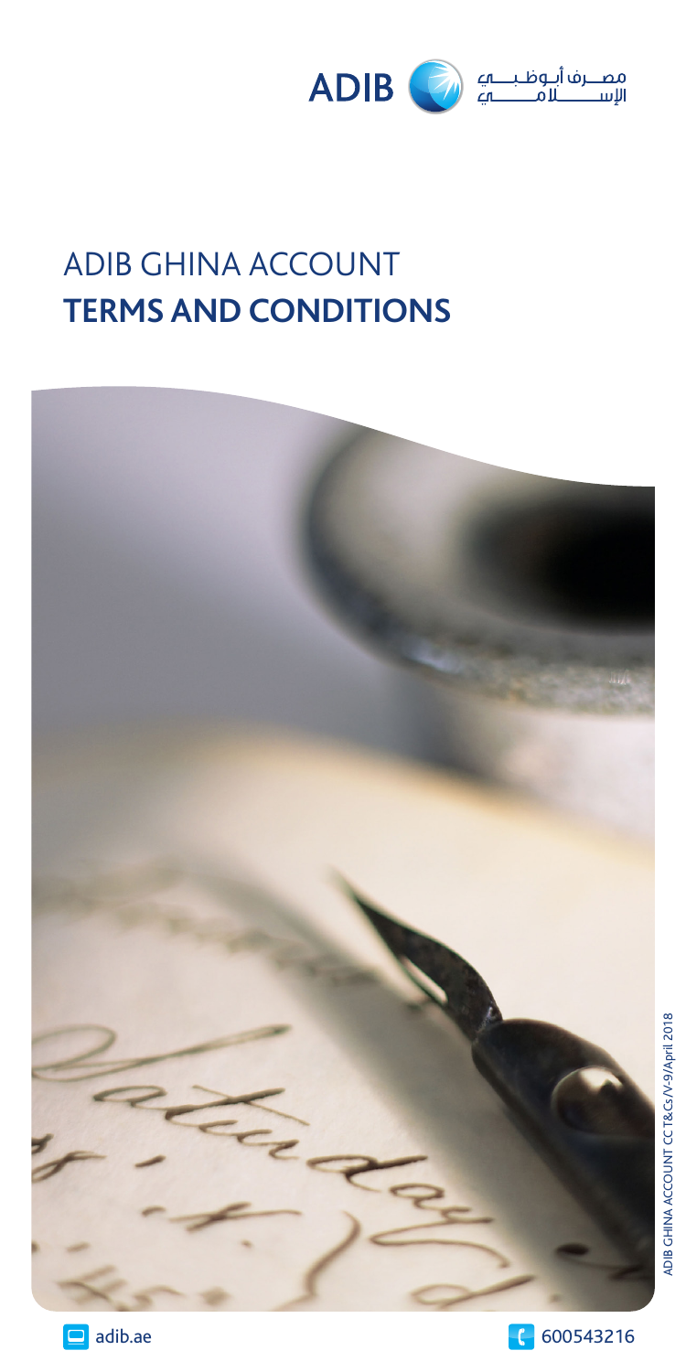ADIB مصرف أبوظبي الإسلامي

# ADIB GHINA ACCOUNT
# **TERMS AND CONDITIONS**

ADIB GHINA ACCOUNT CC T&Cs/V-9/April 2018

adib.ae

600543216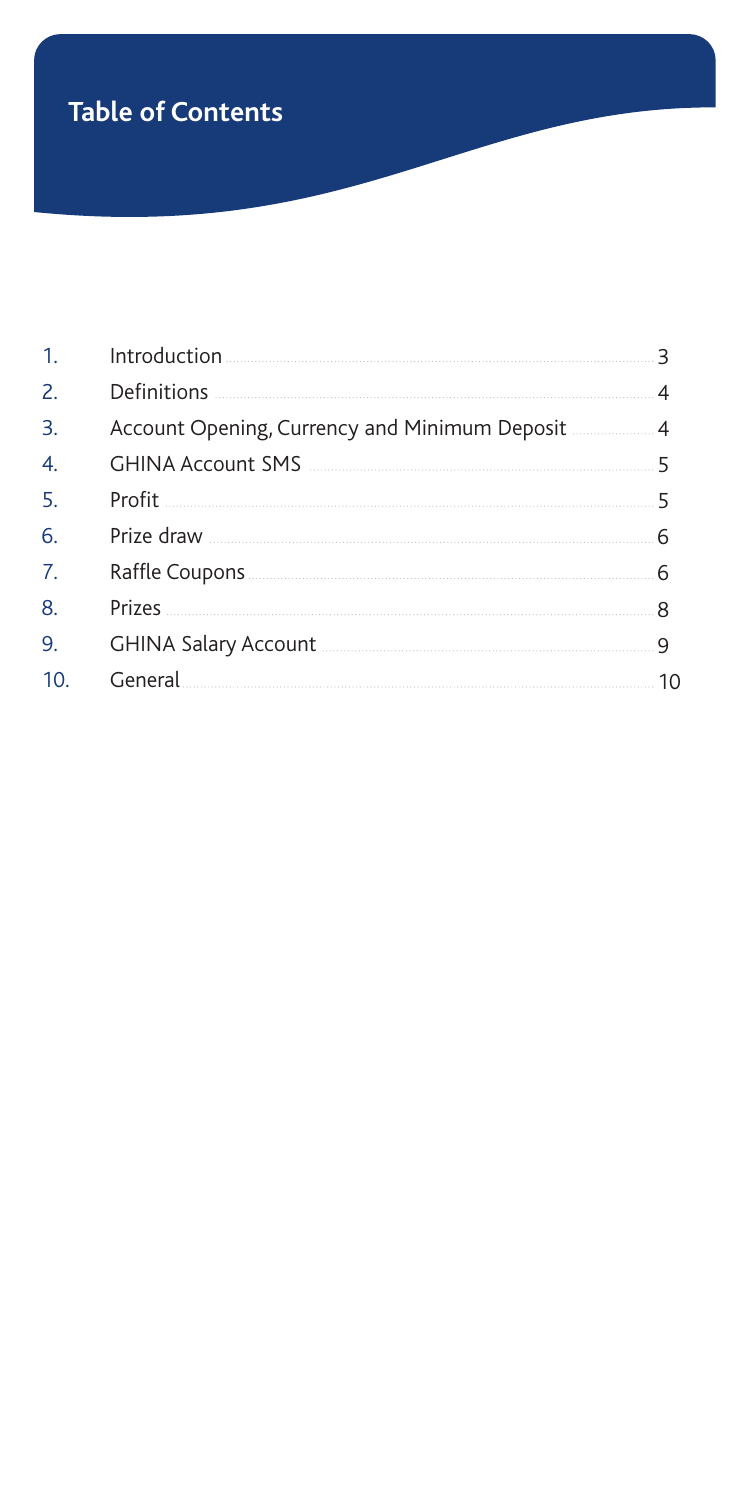# Table of Contents

| | | |
|---|---|---|
| 1. | Introduction | 3 |
| 2. | Definitions | 4 |
| 3. | Account Opening, Currency and Minimum Deposit | 4 |
| 4. | GHINA Account SMS | 5 |
| 5. | Profit | 5 |
| 6. | Prize draw | 6 |
| 7. | Raffle Coupons | 6 |
| 8. | Prizes | 8 |
| 9. | GHINA Salary Account | 9 |
| 10. | General | 10 |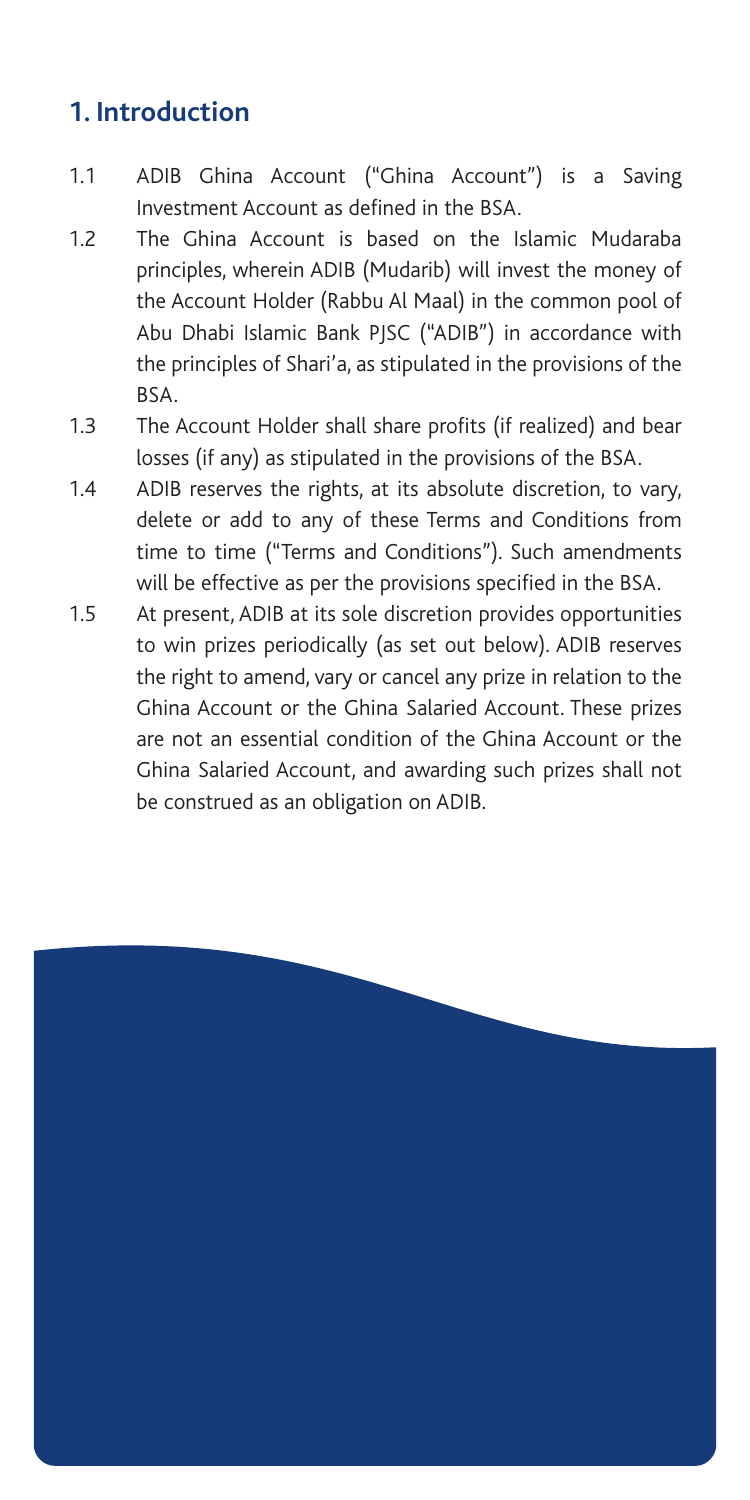## 1. Introduction

1.1 ADIB Ghina Account ("Ghina Account") is a Saving Investment Account as defined in the BSA.

1.2 The Ghina Account is based on the Islamic Mudaraba principles, wherein ADIB (Mudarib) will invest the money of the Account Holder (Rabbu Al Maal) in the common pool of Abu Dhabi Islamic Bank PJSC ("ADIB") in accordance with the principles of Shari'a, as stipulated in the provisions of the BSA.

1.3 The Account Holder shall share profits (if realized) and bear losses (if any) as stipulated in the provisions of the BSA.

1.4 ADIB reserves the rights, at its absolute discretion, to vary, delete or add to any of these Terms and Conditions from time to time ("Terms and Conditions"). Such amendments will be effective as per the provisions specified in the BSA.

1.5 At present, ADIB at its sole discretion provides opportunities to win prizes periodically (as set out below). ADIB reserves the right to amend, vary or cancel any prize in relation to the Ghina Account or the Ghina Salaried Account. These prizes are not an essential condition of the Ghina Account or the Ghina Salaried Account, and awarding such prizes shall not be construed as an obligation on ADIB.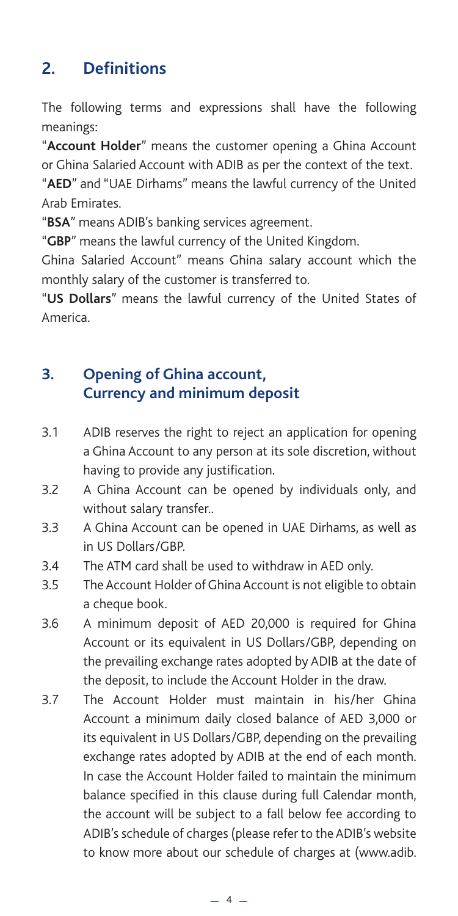## 2. Definitions

The following terms and expressions shall have the following meanings:

"**Account Holder**" means the customer opening a Ghina Account or Ghina Salaried Account with ADIB as per the context of the text.

"**AED**" and "UAE Dirhams" means the lawful currency of the United Arab Emirates.

"**BSA**" means ADIB's banking services agreement.

"**GBP**" means the lawful currency of the United Kingdom.

Ghina Salaried Account" means Ghina salary account which the monthly salary of the customer is transferred to.

"**US Dollars**" means the lawful currency of the United States of America.

## 3. Opening of Ghina account, Currency and minimum deposit

3.1 ADIB reserves the right to reject an application for opening a Ghina Account to any person at its sole discretion, without having to provide any justification.

3.2 A Ghina Account can be opened by individuals only, and without salary transfer..

3.3 A Ghina Account can be opened in UAE Dirhams, as well as in US Dollars/GBP.

3.4 The ATM card shall be used to withdraw in AED only.

3.5 The Account Holder of Ghina Account is not eligible to obtain a cheque book.

3.6 A minimum deposit of AED 20,000 is required for Ghina Account or its equivalent in US Dollars/GBP, depending on the prevailing exchange rates adopted by ADIB at the date of the deposit, to include the Account Holder in the draw.

3.7 The Account Holder must maintain in his/her Ghina Account a minimum daily closed balance of AED 3,000 or its equivalent in US Dollars/GBP, depending on the prevailing exchange rates adopted by ADIB at the end of each month. In case the Account Holder failed to maintain the minimum balance specified in this clause during full Calendar month, the account will be subject to a fall below fee according to ADIB's schedule of charges (please refer to the ADIB's website to know more about our schedule of charges at (www.adib.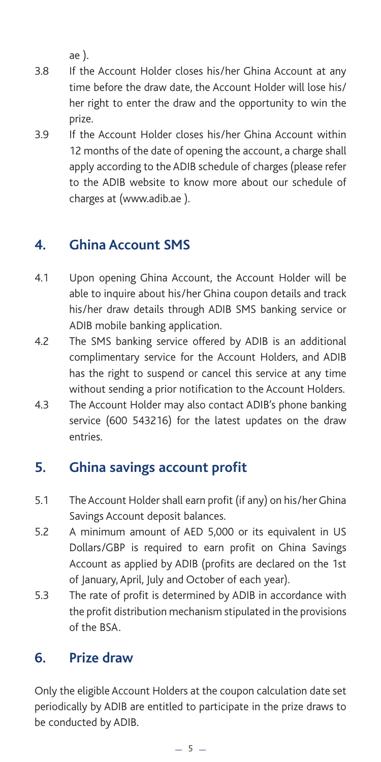ae ).

3.8 If the Account Holder closes his/her Ghina Account at any time before the draw date, the Account Holder will lose his/her right to enter the draw and the opportunity to win the prize.

3.9 If the Account Holder closes his/her Ghina Account within 12 months of the date of opening the account, a charge shall apply according to the ADIB schedule of charges (please refer to the ADIB website to know more about our schedule of charges at (www.adib.ae ).

## 4. Ghina Account SMS

4.1 Upon opening Ghina Account, the Account Holder will be able to inquire about his/her Ghina coupon details and track his/her draw details through ADIB SMS banking service or ADIB mobile banking application.

4.2 The SMS banking service offered by ADIB is an additional complimentary service for the Account Holders, and ADIB has the right to suspend or cancel this service at any time without sending a prior notification to the Account Holders.

4.3 The Account Holder may also contact ADIB's phone banking service (600 543216) for the latest updates on the draw entries.

## 5. Ghina savings account profit

5.1 The Account Holder shall earn profit (if any) on his/her Ghina Savings Account deposit balances.

5.2 A minimum amount of AED 5,000 or its equivalent in US Dollars/GBP is required to earn profit on Ghina Savings Account as applied by ADIB (profits are declared on the 1st of January, April, July and October of each year).

5.3 The rate of profit is determined by ADIB in accordance with the profit distribution mechanism stipulated in the provisions of the BSA.

## 6. Prize draw

Only the eligible Account Holders at the coupon calculation date set periodically by ADIB are entitled to participate in the prize draws to be conducted by ADIB.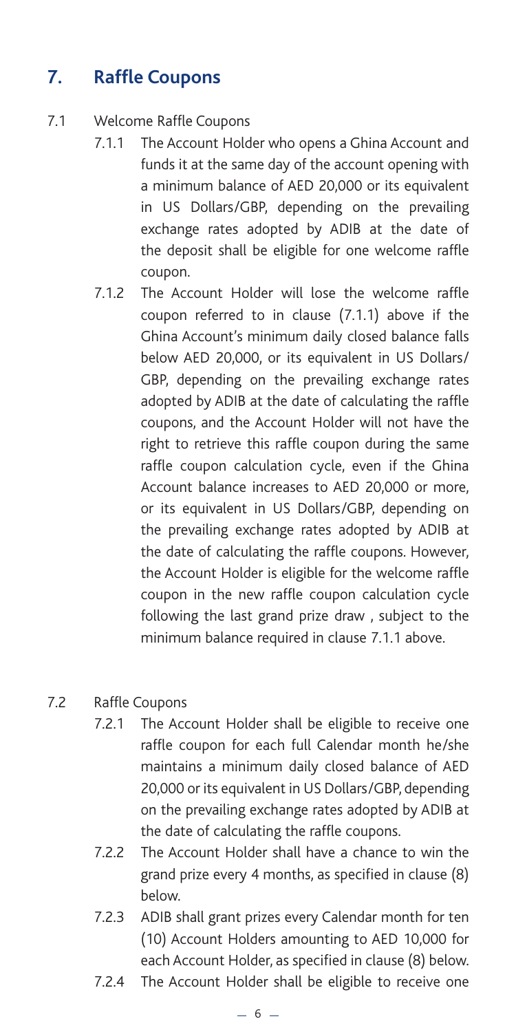## 7. Raffle Coupons

7.1 Welcome Raffle Coupons

7.1.1 The Account Holder who opens a Ghina Account and funds it at the same day of the account opening with a minimum balance of AED 20,000 or its equivalent in US Dollars/GBP, depending on the prevailing exchange rates adopted by ADIB at the date of the deposit shall be eligible for one welcome raffle coupon.

7.1.2 The Account Holder will lose the welcome raffle coupon referred to in clause (7.1.1) above if the Ghina Account's minimum daily closed balance falls below AED 20,000, or its equivalent in US Dollars/GBP, depending on the prevailing exchange rates adopted by ADIB at the date of calculating the raffle coupons, and the Account Holder will not have the right to retrieve this raffle coupon during the same raffle coupon calculation cycle, even if the Ghina Account balance increases to AED 20,000 or more, or its equivalent in US Dollars/GBP, depending on the prevailing exchange rates adopted by ADIB at the date of calculating the raffle coupons. However, the Account Holder is eligible for the welcome raffle coupon in the new raffle coupon calculation cycle following the last grand prize draw , subject to the minimum balance required in clause 7.1.1 above.

7.2 Raffle Coupons

7.2.1 The Account Holder shall be eligible to receive one raffle coupon for each full Calendar month he/she maintains a minimum daily closed balance of AED 20,000 or its equivalent in US Dollars/GBP, depending on the prevailing exchange rates adopted by ADIB at the date of calculating the raffle coupons.

7.2.2 The Account Holder shall have a chance to win the grand prize every 4 months, as specified in clause (8) below.

7.2.3 ADIB shall grant prizes every Calendar month for ten (10) Account Holders amounting to AED 10,000 for each Account Holder, as specified in clause (8) below.

7.2.4 The Account Holder shall be eligible to receive one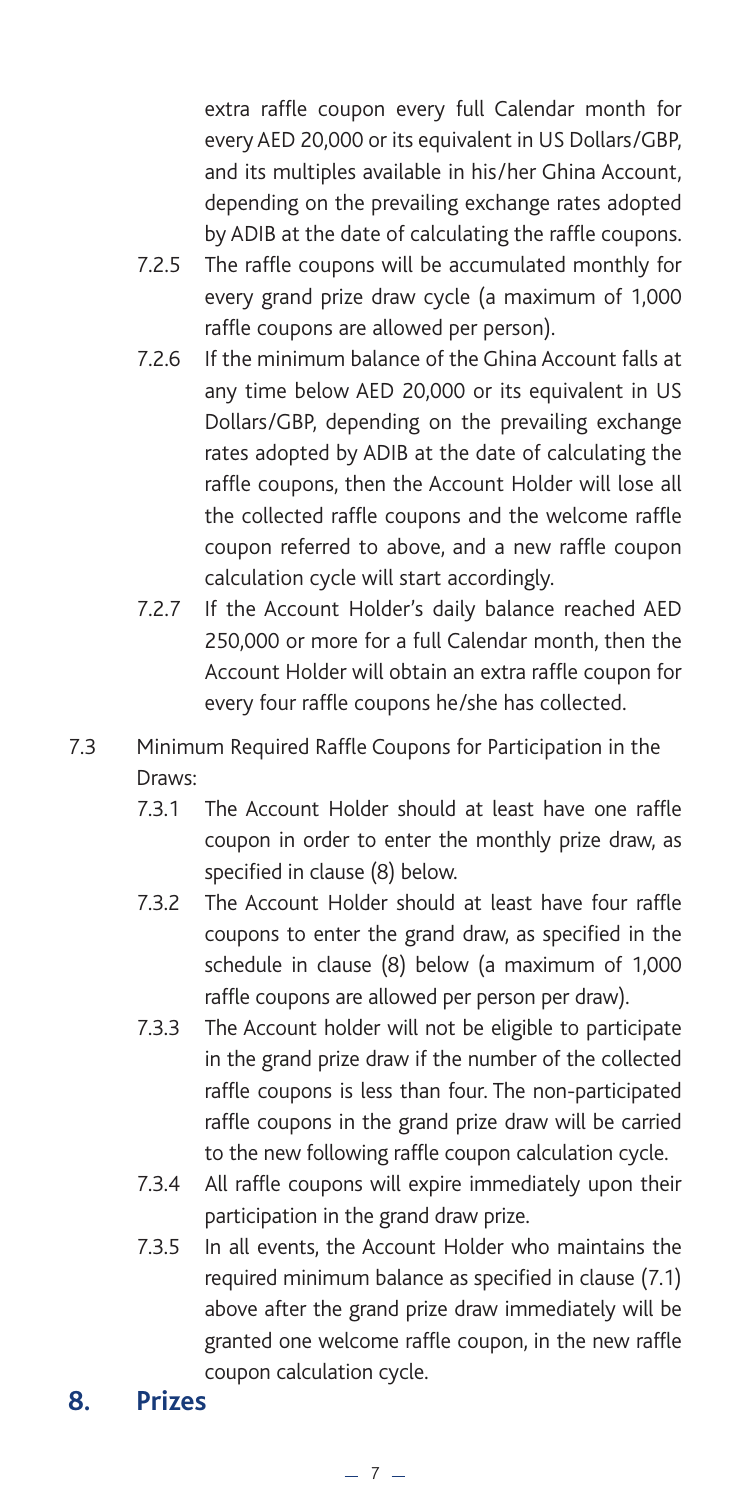extra raffle coupon every full Calendar month for every AED 20,000 or its equivalent in US Dollars/GBP, and its multiples available in his/her Ghina Account, depending on the prevailing exchange rates adopted by ADIB at the date of calculating the raffle coupons.

- 7.2.5 The raffle coupons will be accumulated monthly for every grand prize draw cycle (a maximum of 1,000 raffle coupons are allowed per person).
- 7.2.6 If the minimum balance of the Ghina Account falls at any time below AED 20,000 or its equivalent in US Dollars/GBP, depending on the prevailing exchange rates adopted by ADIB at the date of calculating the raffle coupons, then the Account Holder will lose all the collected raffle coupons and the welcome raffle coupon referred to above, and a new raffle coupon calculation cycle will start accordingly.
- 7.2.7 If the Account Holder's daily balance reached AED 250,000 or more for a full Calendar month, then the Account Holder will obtain an extra raffle coupon for every four raffle coupons he/she has collected.

7.3 Minimum Required Raffle Coupons for Participation in the Draws:

- 7.3.1 The Account Holder should at least have one raffle coupon in order to enter the monthly prize draw, as specified in clause (8) below.
- 7.3.2 The Account Holder should at least have four raffle coupons to enter the grand draw, as specified in the schedule in clause (8) below (a maximum of 1,000 raffle coupons are allowed per person per draw).
- 7.3.3 The Account holder will not be eligible to participate in the grand prize draw if the number of the collected raffle coupons is less than four. The non-participated raffle coupons in the grand prize draw will be carried to the new following raffle coupon calculation cycle.
- 7.3.4 All raffle coupons will expire immediately upon their participation in the grand draw prize.
- 7.3.5 In all events, the Account Holder who maintains the required minimum balance as specified in clause (7.1) above after the grand prize draw immediately will be granted one welcome raffle coupon, in the new raffle coupon calculation cycle.

## 8. Prizes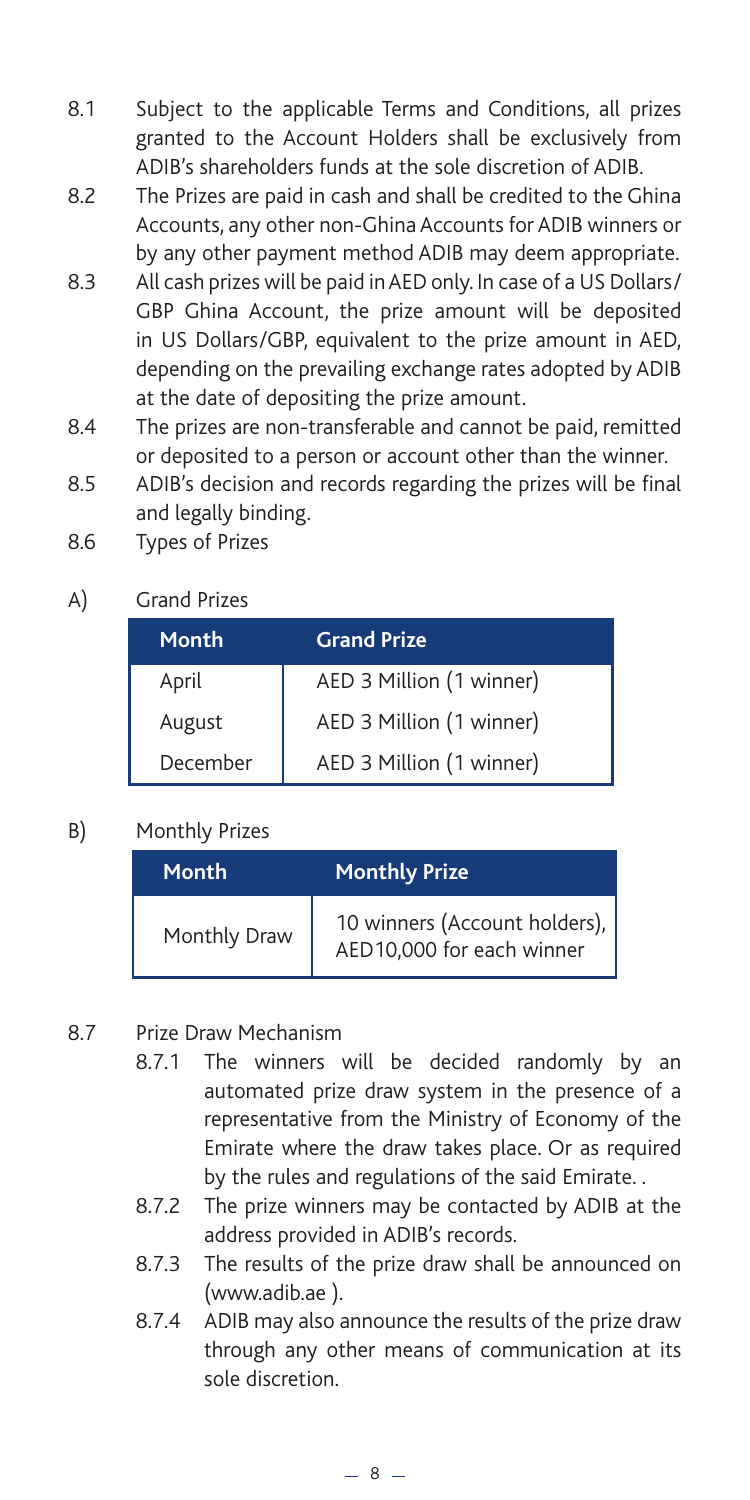8.1 Subject to the applicable Terms and Conditions, all prizes granted to the Account Holders shall be exclusively from ADIB's shareholders funds at the sole discretion of ADIB.

8.2 The Prizes are paid in cash and shall be credited to the Ghina Accounts, any other non-Ghina Accounts for ADIB winners or by any other payment method ADIB may deem appropriate.

8.3 All cash prizes will be paid in AED only. In case of a US Dollars/GBP Ghina Account, the prize amount will be deposited in US Dollars/GBP, equivalent to the prize amount in AED, depending on the prevailing exchange rates adopted by ADIB at the date of depositing the prize amount.

8.4 The prizes are non-transferable and cannot be paid, remitted or deposited to a person or account other than the winner.

8.5 ADIB's decision and records regarding the prizes will be final and legally binding.

8.6 Types of Prizes

A) Grand Prizes

| Month | Grand Prize |
| --- | --- |
| April | AED 3 Million (1 winner) |
| August | AED 3 Million (1 winner) |
| December | AED 3 Million (1 winner) |

B) Monthly Prizes

| Month | Monthly Prize |
| --- | --- |
| Monthly Draw | 10 winners (Account holders), AED10,000 for each winner |

8.7 Prize Draw Mechanism

8.7.1 The winners will be decided randomly by an automated prize draw system in the presence of a representative from the Ministry of Economy of the Emirate where the draw takes place. Or as required by the rules and regulations of the said Emirate. .

8.7.2 The prize winners may be contacted by ADIB at the address provided in ADIB's records.

8.7.3 The results of the prize draw shall be announced on (www.adib.ae ).

8.7.4 ADIB may also announce the results of the prize draw through any other means of communication at its sole discretion.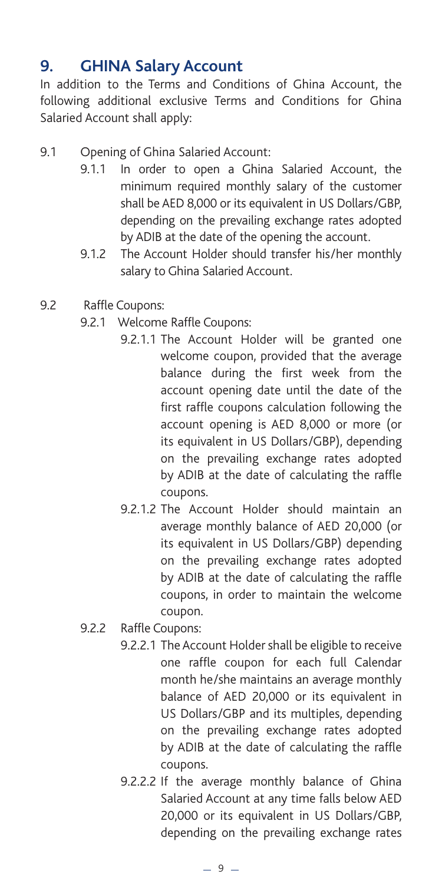## 9. GHINA Salary Account

In addition to the Terms and Conditions of Ghina Account, the following additional exclusive Terms and Conditions for Ghina Salaried Account shall apply:

9.1 Opening of Ghina Salaried Account:

9.1.1 In order to open a Ghina Salaried Account, the minimum required monthly salary of the customer shall be AED 8,000 or its equivalent in US Dollars/GBP, depending on the prevailing exchange rates adopted by ADIB at the date of the opening the account.

9.1.2 The Account Holder should transfer his/her monthly salary to Ghina Salaried Account.

9.2 Raffle Coupons:

9.2.1 Welcome Raffle Coupons:

9.2.1.1 The Account Holder will be granted one welcome coupon, provided that the average balance during the first week from the account opening date until the date of the first raffle coupons calculation following the account opening is AED 8,000 or more (or its equivalent in US Dollars/GBP), depending on the prevailing exchange rates adopted by ADIB at the date of calculating the raffle coupons.

9.2.1.2 The Account Holder should maintain an average monthly balance of AED 20,000 (or its equivalent in US Dollars/GBP) depending on the prevailing exchange rates adopted by ADIB at the date of calculating the raffle coupons, in order to maintain the welcome coupon.

9.2.2 Raffle Coupons:

9.2.2.1 The Account Holder shall be eligible to receive one raffle coupon for each full Calendar month he/she maintains an average monthly balance of AED 20,000 or its equivalent in US Dollars/GBP and its multiples, depending on the prevailing exchange rates adopted by ADIB at the date of calculating the raffle coupons.

9.2.2.2 If the average monthly balance of Ghina Salaried Account at any time falls below AED 20,000 or its equivalent in US Dollars/GBP, depending on the prevailing exchange rates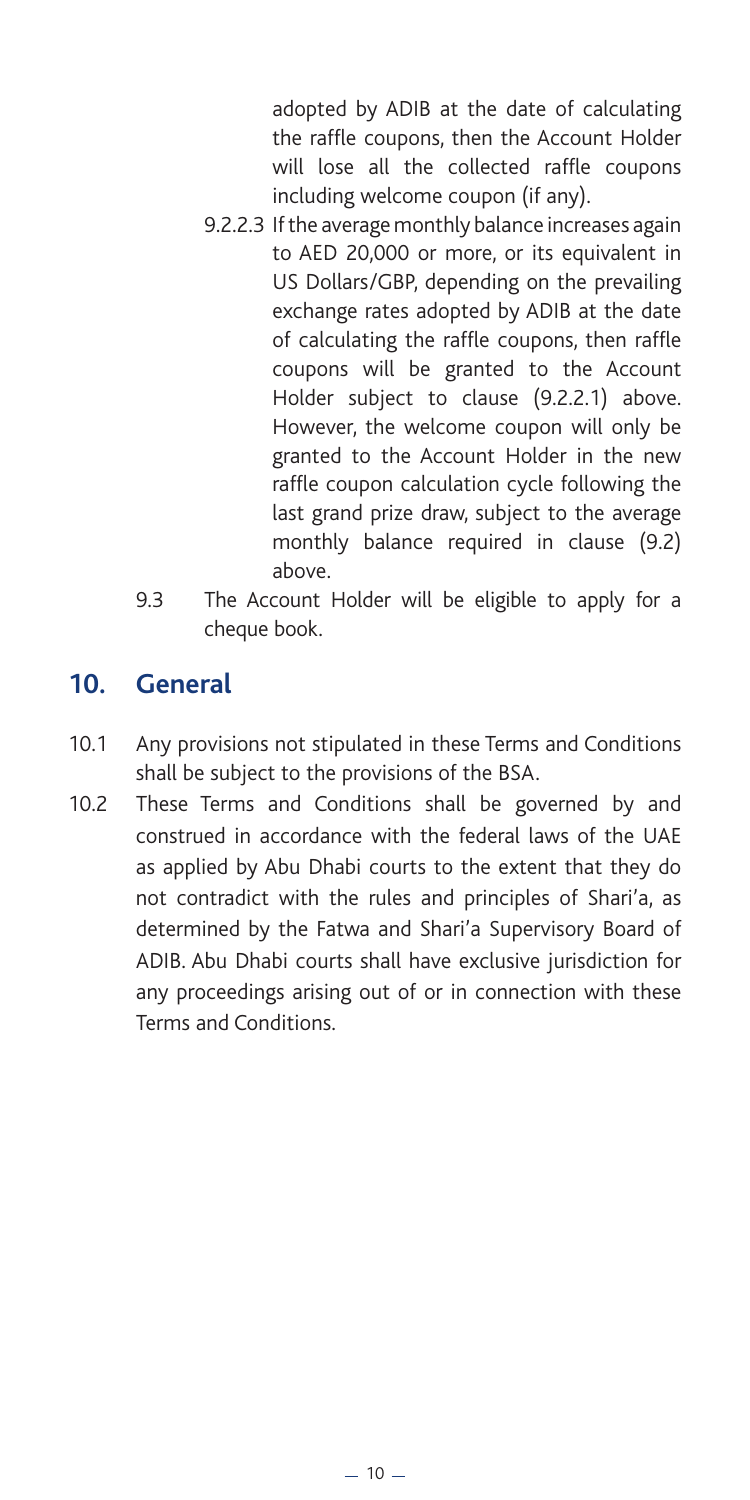adopted by ADIB at the date of calculating the raffle coupons, then the Account Holder will lose all the collected raffle coupons including welcome coupon (if any).

9.2.2.3 If the average monthly balance increases again to AED 20,000 or more, or its equivalent in US Dollars/GBP, depending on the prevailing exchange rates adopted by ADIB at the date of calculating the raffle coupons, then raffle coupons will be granted to the Account Holder subject to clause (9.2.2.1) above. However, the welcome coupon will only be granted to the Account Holder in the new raffle coupon calculation cycle following the last grand prize draw, subject to the average monthly balance required in clause (9.2) above.

9.3 The Account Holder will be eligible to apply for a cheque book.

## 10. General

10.1 Any provisions not stipulated in these Terms and Conditions shall be subject to the provisions of the BSA.

10.2 These Terms and Conditions shall be governed by and construed in accordance with the federal laws of the UAE as applied by Abu Dhabi courts to the extent that they do not contradict with the rules and principles of Shari'a, as determined by the Fatwa and Shari'a Supervisory Board of ADIB. Abu Dhabi courts shall have exclusive jurisdiction for any proceedings arising out of or in connection with these Terms and Conditions.